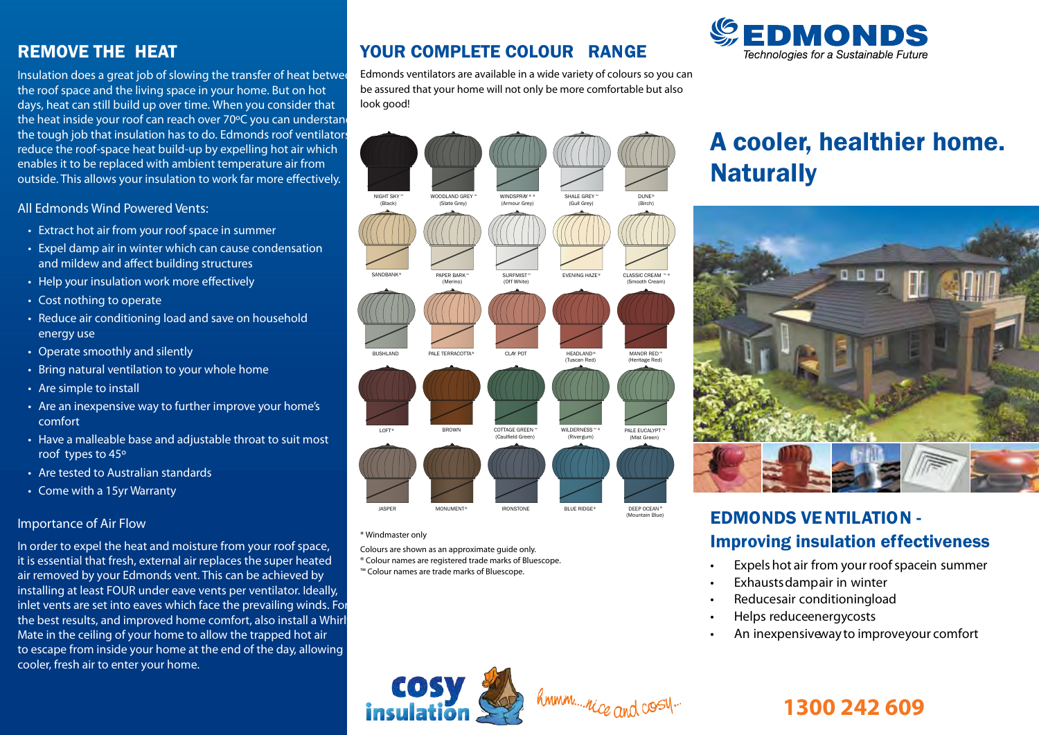## REMOVE THE HEAT

Insulation does a great job of slowing the transfer of heat between the roof space and the living space in your home. But on hot days, heat can still build up over time. When you consider that the heat inside your roof can reach over 70ºC you can understand the tough job that insulation has to do. Edmonds roof ventilators reduce the roof-space heat build-up by expelling hot air which enables it to be replaced with ambient temperature air from outside. This allows your insulation to work far more effectively.

All Edmonds Wind Powered Vents:

- Extract hot air from your roof space in summer
- Expel damp air in winter which can cause condensation and mildew and affect building structures
- Help your insulation work more effectively
- Cost nothing to operate
- Reduce air conditioning load and save on household energy use
- Operate smoothly and silently
- Bring natural ventilation to your whole home
- Are simple to install
- Are an inexpensive way to further improve your home's comfort
- Have a malleable base and adjustable throat to suit most roof types to 45º
- Are tested to Australian standards
- Come with a 15yr Warranty

### Importance of Air Flow

In order to expel the heat and moisture from your roof space, it is essential that fresh, external air replaces the super heated air removed by your Edmonds vent. This can be achieved by installing at least FOUR under eave vents per ventilator. Ideally, inlet vents are set into eaves which face the prevailing winds. For the best results, and improved home comfort, also install a Whirly Mate in the ceiling of your home to allow the trapped hot air to escape from inside your home at the end of the day, allowing cooler, fresh air to enter your home.

## YOUR COMPLETE COLOUR RANGE

Edmonds ventilators are available in a wide variety of colours so you can be assured that your home will not only be more comfortable but also look good!

| | | | | |
|---|---|---|---|---|
| NIGHT SKY™ (Black) | WOODLAND GREY™ (Slate Grey) | WINDSPRAY® * (Armour Grey) | SHALE GREY™ (Gull Grey) | DUNE® (Birch) |
| SANDBANK® | PAPER BARK™ (Merino) | SURFMIST™ (Off White) | EVENING HAZE® | CLASSIC CREAM™ * (Smooth Cream) |
| BUSHLAND | PALE TERRACOTTA* | CLAY POT | HEADLAND® (Tuscan Red) | MANOR RED™ (Heritage Red) |
| LOFT® | BROWN | COTTAGE GREEN™ (Caulfield Green) | WILDERNESS™ * (Rivergum) | PALE EUCALYPT™ (Mist Green) |
| JASPER | MONUMENT® | IRONSTONE | BLUE RIDGE® | DEEP OCEAN® (Mountain Blue) |

\* Windmaster only

Colours are shown as an approximate guide only.
® Colour names are registered trade marks of Bluescope.
™ Colour names are trade marks of Bluescope.

cosy insulation — hmmm....nice and cosy...

**EDMONDS** Technologies for a Sustainable Future

# A cooler, healthier home. Naturally

## EDMONDS VENTILATION - Improving insulation effectiveness

- Expels hot air from your roof space in summer
- Exhausts damp air in winter
- Reduces air conditioning load
- Helps reduce energy costs
- An inexpensive way to improve your comfort

**1300 242 609**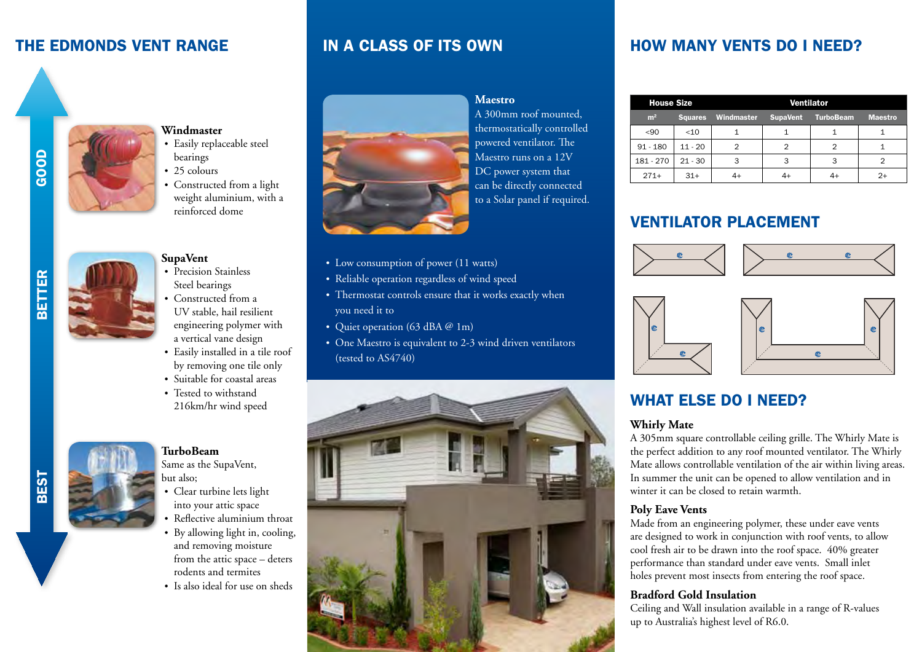## THE EDMONDS VENT RANGE

GOOD

BETTER

BEST

### Windmaster

- Easily replaceable steel bearings
- 25 colours
- Constructed from a light weight aluminium, with a reinforced dome

### SupaVent

- Precision Stainless Steel bearings
- Constructed from a UV stable, hail resilient engineering polymer with a vertical vane design
- Easily installed in a tile roof by removing one tile only
- Suitable for coastal areas
- Tested to withstand 216km/hr wind speed

### TurboBeam

Same as the SupaVent, but also;

- Clear turbine lets light into your attic space
- Reflective aluminium throat
- By allowing light in, cooling, and removing moisture from the attic space – deters rodents and termites
- Is also ideal for use on sheds

## IN A CLASS OF ITS OWN

### Maestro

A 300mm roof mounted, thermostatically controlled powered ventilator. The Maestro runs on a 12V DC power system that can be directly connected to a Solar panel if required.

- Low consumption of power (11 watts)
- Reliable operation regardless of wind speed
- Thermostat controls ensure that it works exactly when you need it to
- Quiet operation (63 dBA @ 1m)
- One Maestro is equivalent to 2-3 wind driven ventilators (tested to AS4740)

## HOW MANY VENTS DO I NEED?

| House Size | | Ventilator | | | |
|---|---|---|---|---|---|
| m² | Squares | Windmaster | SupaVent | TurboBeam | Maestro |
| <90 | <10 | 1 | 1 | 1 | 1 |
| 91 - 180 | 11 - 20 | 2 | 2 | 2 | 1 |
| 181 - 270 | 21 - 30 | 3 | 3 | 3 | 2 |
| 271+ | 31+ | 4+ | 4+ | 4+ | 2+ |

## VENTILATOR PLACEMENT

## WHAT ELSE DO I NEED?

### Whirly Mate

A 305mm square controllable ceiling grille. The Whirly Mate is the perfect addition to any roof mounted ventilator. The Whirly Mate allows controllable ventilation of the air within living areas. In summer the unit can be opened to allow ventilation and in winter it can be closed to retain warmth.

### Poly Eave Vents

Made from an engineering polymer, these under eave vents are designed to work in conjunction with roof vents, to allow cool fresh air to be drawn into the roof space. 40% greater performance than standard under eave vents. Small inlet holes prevent most insects from entering the roof space.

### Bradford Gold Insulation

Ceiling and Wall insulation available in a range of R-values up to Australia's highest level of R6.0.